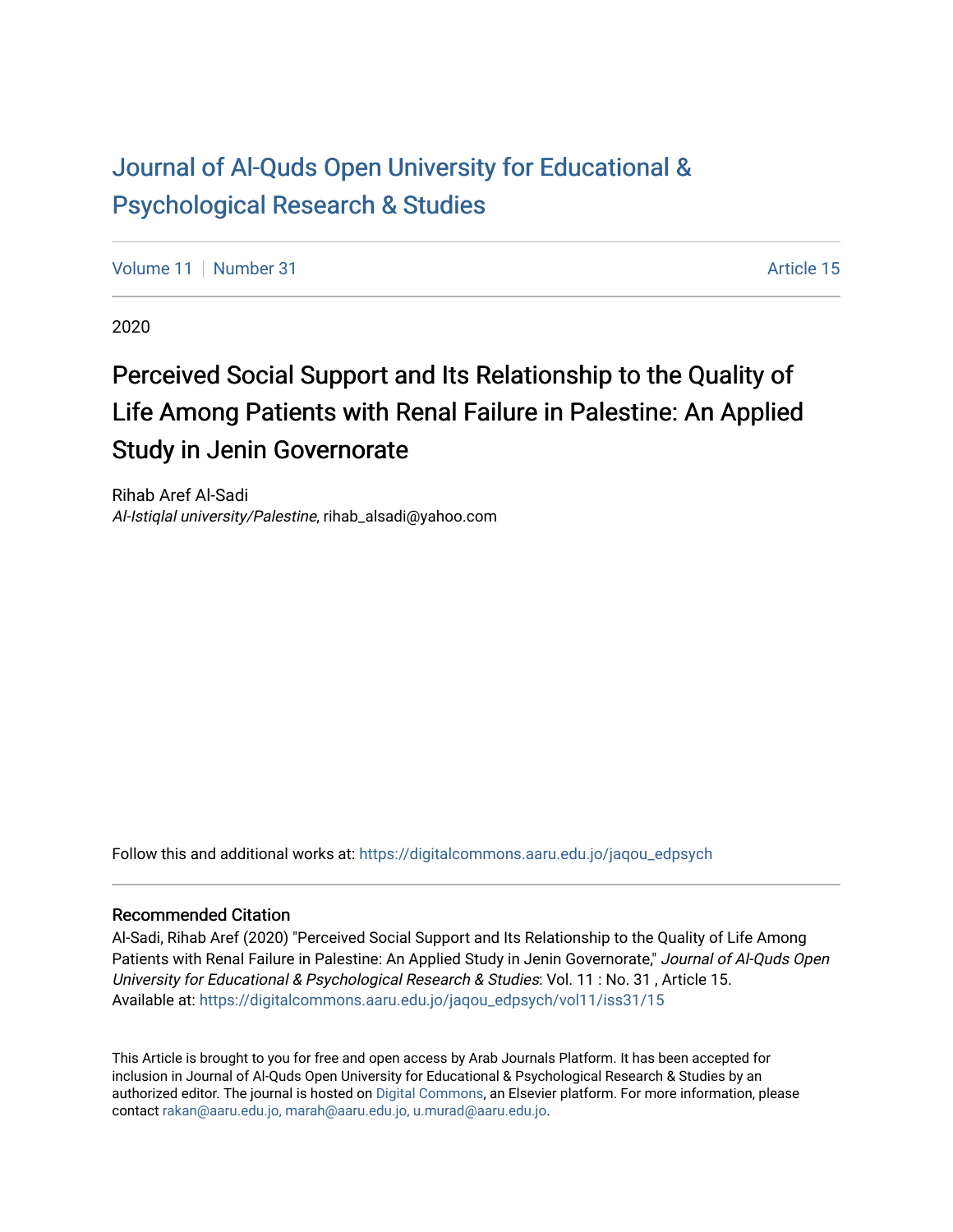# Journal of Al-Quds Open University for Educational & Psychological Research & Studies

Volume 11 | Number 31 | Article 15

2020

## Perceived Social Support and Its Relationship to the Quality of Life Among Patients with Renal Failure in Palestine: An Applied Study in Jenin Governorate

Rihab Aref Al-Sadi
*Al-Istiqlal university/Palestine*, rihab_alsadi@yahoo.com

Follow this and additional works at: https://digitalcommons.aaru.edu.jo/jaqou_edpsych

### Recommended Citation

Al-Sadi, Rihab Aref (2020) "Perceived Social Support and Its Relationship to the Quality of Life Among Patients with Renal Failure in Palestine: An Applied Study in Jenin Governorate," *Journal of Al-Quds Open University for Educational & Psychological Research & Studies*: Vol. 11 : No. 31 , Article 15.
Available at: https://digitalcommons.aaru.edu.jo/jaqou_edpsych/vol11/iss31/15

This Article is brought to you for free and open access by Arab Journals Platform. It has been accepted for inclusion in Journal of Al-Quds Open University for Educational & Psychological Research & Studies by an authorized editor. The journal is hosted on Digital Commons, an Elsevier platform. For more information, please contact rakan@aaru.edu.jo, marah@aaru.edu.jo, u.murad@aaru.edu.jo.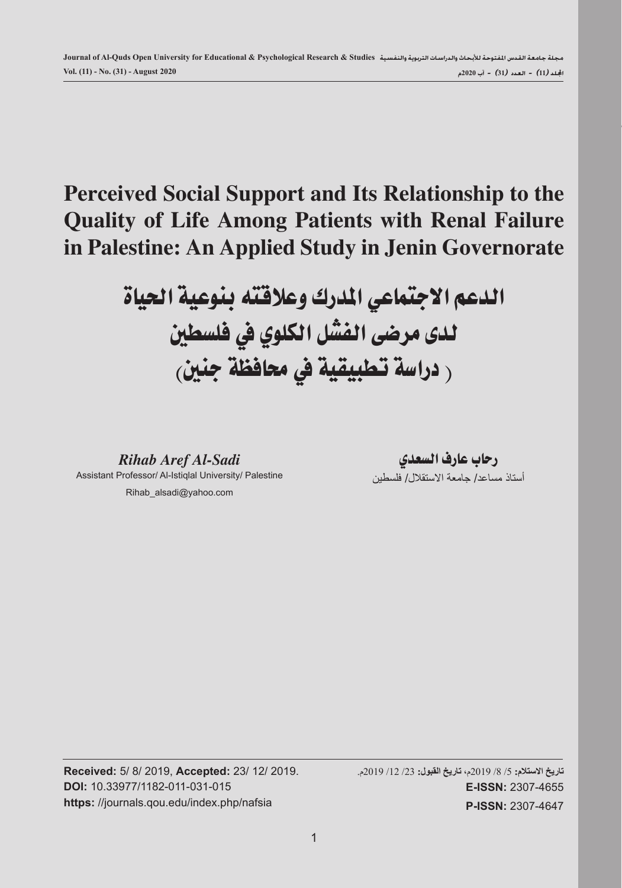# Perceived Social Support and Its Relationship to the Quality of Life Among Patients with Renal Failure in Palestine: An Applied Study in Jenin Governorate

# الدعم الاجتماعي المدرك وعلاقته بنوعية الحياة لدى مرضى الفشل الكلوي في فلسطين ( دراسة تطبيقية في محافظة جنين)

***Rihab Aref Al-Sadi***

Assistant Professor/ Al-Istiqlal University/ Palestine

Rihab_alsadi@yahoo.com

**رحاب عارف السعدي**

أستاذ مساعد/ جامعة الاستقلال/ فلسطين

**Received:** 5/ 8/ 2019, **Accepted:** 23/ 12/ 2019.

**DOI:** 10.33977/1182-011-031-015

**https:** //journals.qou.edu/index.php/nafsia

**تاريخ الاستلام:** 5/ 8/ 2019م، **تاريخ القبول:** 23/ 12/ 2019م.

**E-ISSN:** 2307-4655

**P-ISSN:** 2307-4647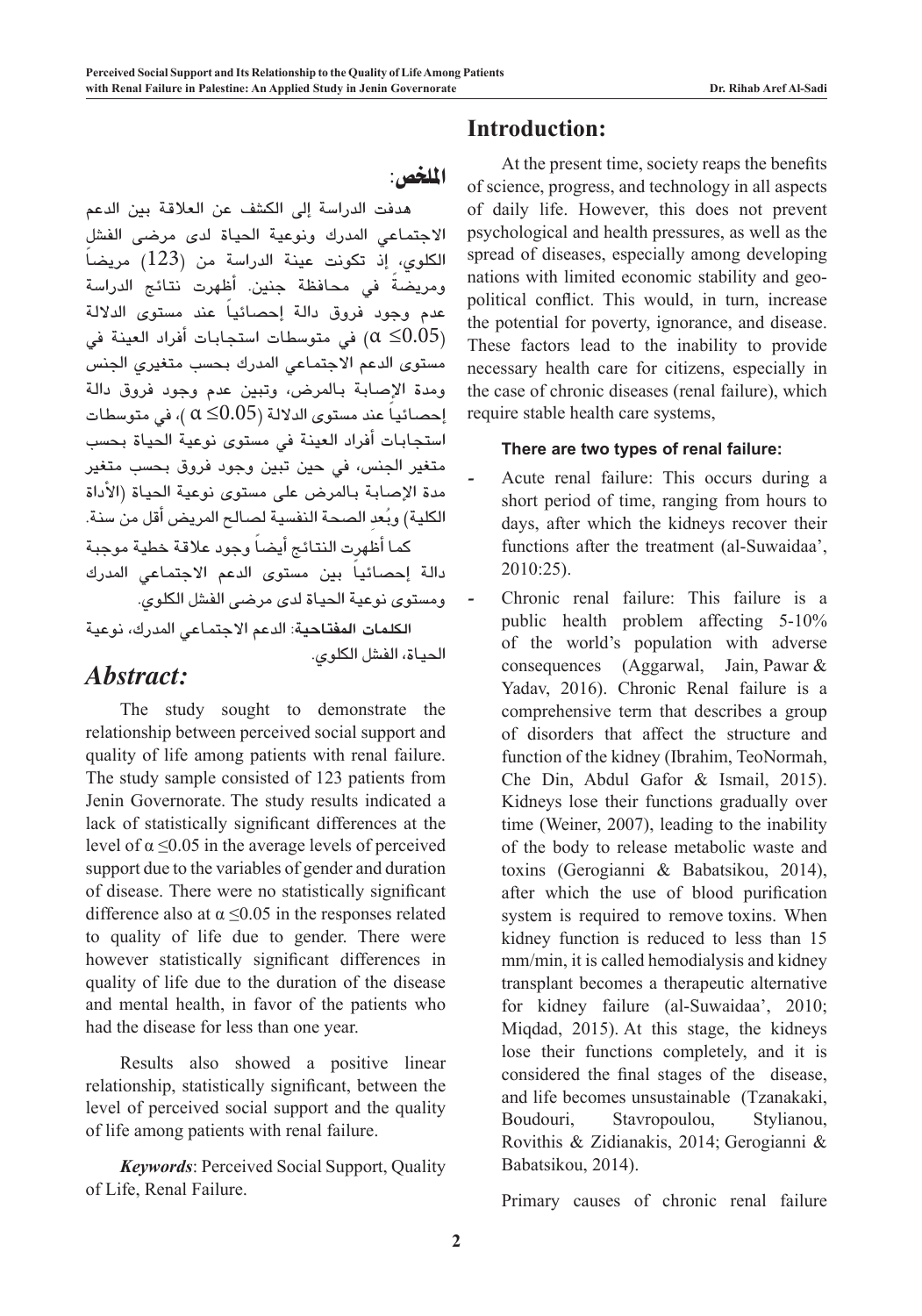## الملخص:

هدفت الدراسة إلى الكشف عن العلاقة بين الدعم الاجتماعي المدرك ونوعية الحياة لدى مرضى الفشل الكلوي، إذ تكونت عينة الدراسة من (123) مريضاً ومريضةً في محافظة جنين. أظهرت نتائج الدراسة عدم وجود فروق دالة إحصائياً عند مستوى الدلالة ($\alpha \leq 0.05$) في متوسطات استجابات أفراد العينة في مستوى الدعم الاجتماعي المدرك بحسب متغيري الجنس ومدة الإصابة بالمرض، وتبين عدم وجود فروق دالة إحصائياً عند مستوى الدلالة ($\alpha \leq 0.05$)، في متوسطات استجابات أفراد العينة في مستوى نوعية الحياة بحسب متغير الجنس، في حين تبين وجود فروق بحسب متغير مدة الإصابة بالمرض على مستوى نوعية الحياة (الأداة الكلية) وبُعد الصحة النفسية لصالح المريض أقل من سنة.

كما أظهرت النتائج أيضاً وجود علاقة خطية موجبة دالة إحصائياً بين مستوى الدعم الاجتماعي المدرك ومستوى نوعية الحياة لدى مرضى الفشل الكلوي.

**الكلمات المفتاحية**: الدعم الاجتماعي المدرك، نوعية الحياة، الفشل الكلوي.

## *Abstract:*

The study sought to demonstrate the relationship between perceived social support and quality of life among patients with renal failure. The study sample consisted of 123 patients from Jenin Governorate. The study results indicated a lack of statistically significant differences at the level of $\alpha \leq 0.05$ in the average levels of perceived support due to the variables of gender and duration of disease. There were no statistically significant difference also at $\alpha \leq 0.05$ in the responses related to quality of life due to gender. There were however statistically significant differences in quality of life due to the duration of the disease and mental health, in favor of the patients who had the disease for less than one year.

Results also showed a positive linear relationship, statistically significant, between the level of perceived social support and the quality of life among patients with renal failure.

***Keywords***: Perceived Social Support, Quality of Life, Renal Failure.

## Introduction:

At the present time, society reaps the benefits of science, progress, and technology in all aspects of daily life. However, this does not prevent psychological and health pressures, as well as the spread of diseases, especially among developing nations with limited economic stability and geo-political conflict. This would, in turn, increase the potential for poverty, ignorance, and disease. These factors lead to the inability to provide necessary health care for citizens, especially in the case of chronic diseases (renal failure), which require stable health care systems,

**There are two types of renal failure:**

- Acute renal failure: This occurs during a short period of time, ranging from hours to days, after which the kidneys recover their functions after the treatment (al-Suwaidaa', 2010:25).
- Chronic renal failure: This failure is a public health problem affecting 5-10% of the world's population with adverse consequences (Aggarwal, Jain, Pawar & Yadav, 2016). Chronic Renal failure is a comprehensive term that describes a group of disorders that affect the structure and function of the kidney (Ibrahim, TeoNormah, Che Din, Abdul Gafor & Ismail, 2015). Kidneys lose their functions gradually over time (Weiner, 2007), leading to the inability of the body to release metabolic waste and toxins (Gerogianni & Babatsikou, 2014), after which the use of blood purification system is required to remove toxins. When kidney function is reduced to less than 15 mm/min, it is called hemodialysis and kidney transplant becomes a therapeutic alternative for kidney failure (al-Suwaidaa', 2010; Miqdad, 2015). At this stage, the kidneys lose their functions completely, and it is considered the final stages of the disease, and life becomes unsustainable (Tzanakaki, Boudouri, Stavropoulou, Stylianou, Rovithis & Zidianakis, 2014; Gerogianni & Babatsikou, 2014).

Primary causes of chronic renal failure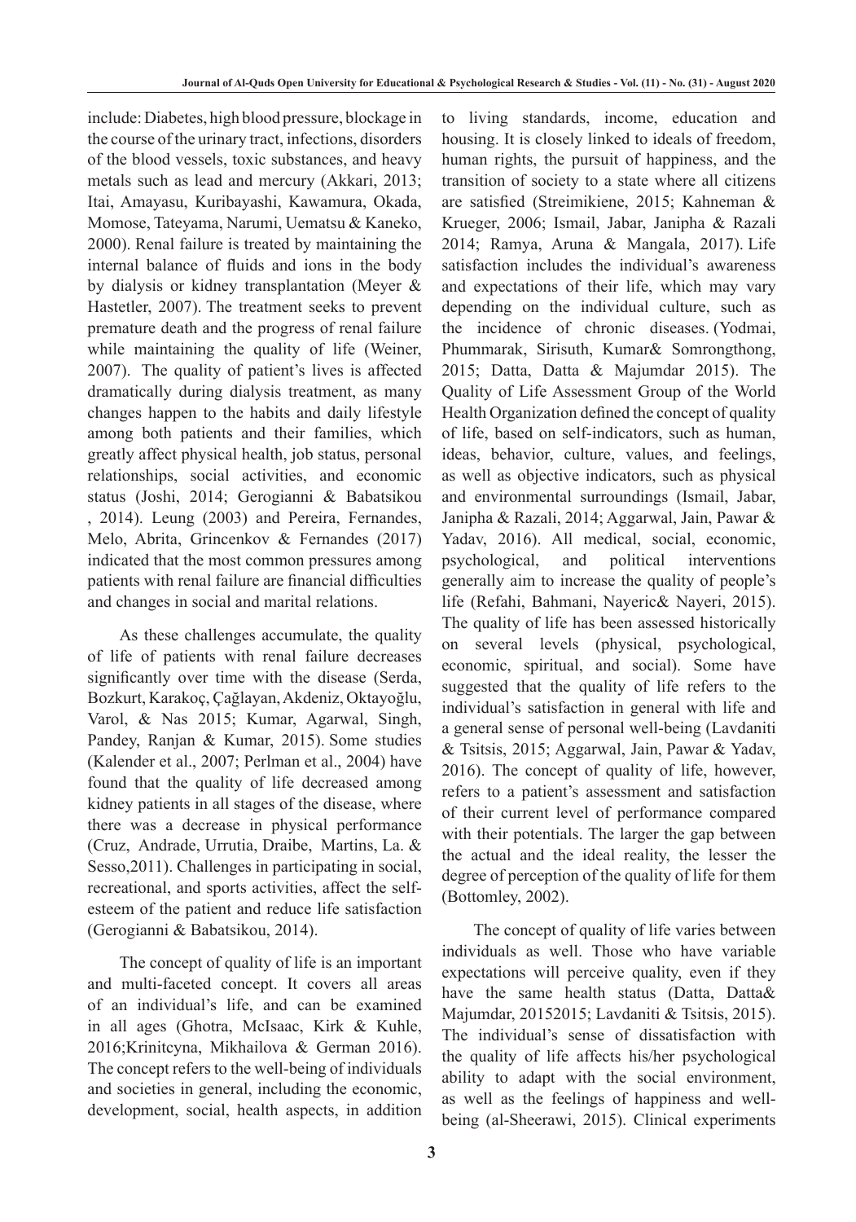include: Diabetes, high blood pressure, blockage in the course of the urinary tract, infections, disorders of the blood vessels, toxic substances, and heavy metals such as lead and mercury (Akkari, 2013; Itai, Amayasu, Kuribayashi, Kawamura, Okada, Momose, Tateyama, Narumi, Uematsu & Kaneko, 2000). Renal failure is treated by maintaining the internal balance of fluids and ions in the body by dialysis or kidney transplantation (Meyer & Hastetler, 2007). The treatment seeks to prevent premature death and the progress of renal failure while maintaining the quality of life (Weiner, 2007). The quality of patient's lives is affected dramatically during dialysis treatment, as many changes happen to the habits and daily lifestyle among both patients and their families, which greatly affect physical health, job status, personal relationships, social activities, and economic status (Joshi, 2014; Gerogianni & Babatsikou , 2014). Leung (2003) and Pereira, Fernandes, Melo, Abrita, Grincenkov & Fernandes (2017) indicated that the most common pressures among patients with renal failure are financial difficulties and changes in social and marital relations.

As these challenges accumulate, the quality of life of patients with renal failure decreases significantly over time with the disease (Serda, Bozkurt, Karakoç, Çağlayan, Akdeniz, Oktayoğlu, Varol, & Nas 2015; Kumar, Agarwal, Singh, Pandey, Ranjan & Kumar, 2015). Some studies (Kalender et al., 2007; Perlman et al., 2004) have found that the quality of life decreased among kidney patients in all stages of the disease, where there was a decrease in physical performance (Cruz, Andrade, Urrutia, Draibe, Martins, La. & Sesso,2011). Challenges in participating in social, recreational, and sports activities, affect the self-esteem of the patient and reduce life satisfaction (Gerogianni & Babatsikou, 2014).

The concept of quality of life is an important and multi-faceted concept. It covers all areas of an individual's life, and can be examined in all ages (Ghotra, McIsaac, Kirk & Kuhle, 2016;Krinitcyna, Mikhailova & German 2016). The concept refers to the well-being of individuals and societies in general, including the economic, development, social, health aspects, in addition to living standards, income, education and housing. It is closely linked to ideals of freedom, human rights, the pursuit of happiness, and the transition of society to a state where all citizens are satisfied (Streimikiene, 2015; Kahneman & Krueger, 2006; Ismail, Jabar, Janipha & Razali 2014; Ramya, Aruna & Mangala, 2017). Life satisfaction includes the individual's awareness and expectations of their life, which may vary depending on the individual culture, such as the incidence of chronic diseases. (Yodmai, Phummarak, Sirisuth, Kumar& Somrongthong, 2015; Datta, Datta & Majumdar 2015). The Quality of Life Assessment Group of the World Health Organization defined the concept of quality of life, based on self-indicators, such as human, ideas, behavior, culture, values, and feelings, as well as objective indicators, such as physical and environmental surroundings (Ismail, Jabar, Janipha & Razali, 2014; Aggarwal, Jain, Pawar & Yadav, 2016). All medical, social, economic, psychological, and political interventions generally aim to increase the quality of people's life (Refahi, Bahmani, Nayeric& Nayeri, 2015). The quality of life has been assessed historically on several levels (physical, psychological, economic, spiritual, and social). Some have suggested that the quality of life refers to the individual's satisfaction in general with life and a general sense of personal well-being (Lavdaniti & Tsitsis, 2015; Aggarwal, Jain, Pawar & Yadav, 2016). The concept of quality of life, however, refers to a patient's assessment and satisfaction of their current level of performance compared with their potentials. The larger the gap between the actual and the ideal reality, the lesser the degree of perception of the quality of life for them (Bottomley, 2002).

The concept of quality of life varies between individuals as well. Those who have variable expectations will perceive quality, even if they have the same health status (Datta, Datta& Majumdar, 20152015; Lavdaniti & Tsitsis, 2015). The individual's sense of dissatisfaction with the quality of life affects his/her psychological ability to adapt with the social environment, as well as the feelings of happiness and well-being (al-Sheerawi, 2015). Clinical experiments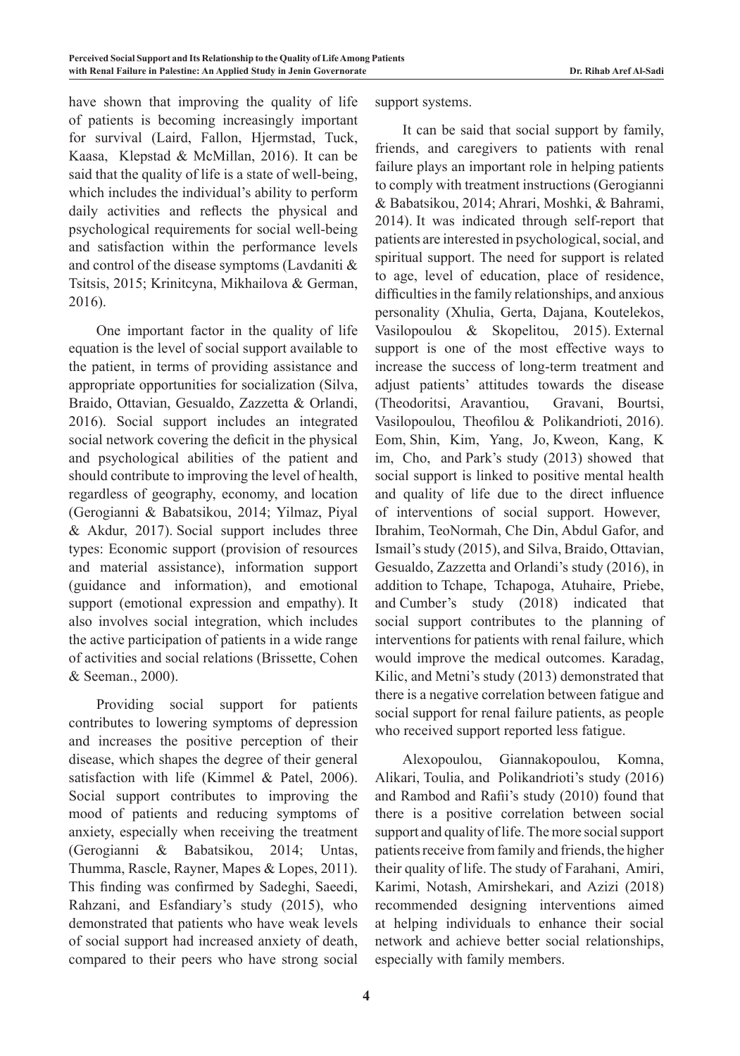have shown that improving the quality of life of patients is becoming increasingly important for survival (Laird, Fallon, Hjermstad, Tuck, Kaasa, Klepstad & McMillan, 2016). It can be said that the quality of life is a state of well-being, which includes the individual's ability to perform daily activities and reflects the physical and psychological requirements for social well-being and satisfaction within the performance levels and control of the disease symptoms (Lavdaniti & Tsitsis, 2015; Krinitcyna, Mikhailova & German, 2016).

One important factor in the quality of life equation is the level of social support available to the patient, in terms of providing assistance and appropriate opportunities for socialization (Silva, Braido, Ottavian, Gesualdo, Zazzetta & Orlandi, 2016). Social support includes an integrated social network covering the deficit in the physical and psychological abilities of the patient and should contribute to improving the level of health, regardless of geography, economy, and location (Gerogianni & Babatsikou, 2014; Yilmaz, Piyal & Akdur, 2017). Social support includes three types: Economic support (provision of resources and material assistance), information support (guidance and information), and emotional support (emotional expression and empathy). It also involves social integration, which includes the active participation of patients in a wide range of activities and social relations (Brissette, Cohen & Seeman., 2000).

Providing social support for patients contributes to lowering symptoms of depression and increases the positive perception of their disease, which shapes the degree of their general satisfaction with life (Kimmel & Patel, 2006). Social support contributes to improving the mood of patients and reducing symptoms of anxiety, especially when receiving the treatment (Gerogianni & Babatsikou, 2014; Untas, Thumma, Rascle, Rayner, Mapes & Lopes, 2011). This finding was confirmed by Sadeghi, Saeedi, Rahzani, and Esfandiary's study (2015), who demonstrated that patients who have weak levels of social support had increased anxiety of death, compared to their peers who have strong social support systems.

It can be said that social support by family, friends, and caregivers to patients with renal failure plays an important role in helping patients to comply with treatment instructions (Gerogianni & Babatsikou, 2014; Ahrari, Moshki, & Bahrami, 2014). It was indicated through self-report that patients are interested in psychological, social, and spiritual support. The need for support is related to age, level of education, place of residence, difficulties in the family relationships, and anxious personality (Xhulia, Gerta, Dajana, Koutelekos, Vasilopoulou & Skopelitou, 2015). External support is one of the most effective ways to increase the success of long-term treatment and adjust patients' attitudes towards the disease (Theodoritsi, Aravantiou, Gravani, Bourtsi, Vasilopoulou, Theofilou & Polikandrioti, 2016). Eom, Shin, Kim, Yang, Jo, Kweon, Kang, K im, Cho, and Park's study (2013) showed that social support is linked to positive mental health and quality of life due to the direct influence of interventions of social support. However, Ibrahim, TeoNormah, Che Din, Abdul Gafor, and Ismail's study (2015), and Silva, Braido, Ottavian, Gesualdo, Zazzetta and Orlandi's study (2016), in addition to Tchape, Tchapoga, Atuhaire, Priebe, and Cumber's study (2018) indicated that social support contributes to the planning of interventions for patients with renal failure, which would improve the medical outcomes. Karadag, Kilic, and Metni's study (2013) demonstrated that there is a negative correlation between fatigue and social support for renal failure patients, as people who received support reported less fatigue.

Alexopoulou, Giannakopoulou, Komna, Alikari, Toulia, and Polikandrioti's study (2016) and Rambod and Rafii's study (2010) found that there is a positive correlation between social support and quality of life. The more social support patients receive from family and friends, the higher their quality of life. The study of Farahani, Amiri, Karimi, Notash, Amirshekari, and Azizi (2018) recommended designing interventions aimed at helping individuals to enhance their social network and achieve better social relationships, especially with family members.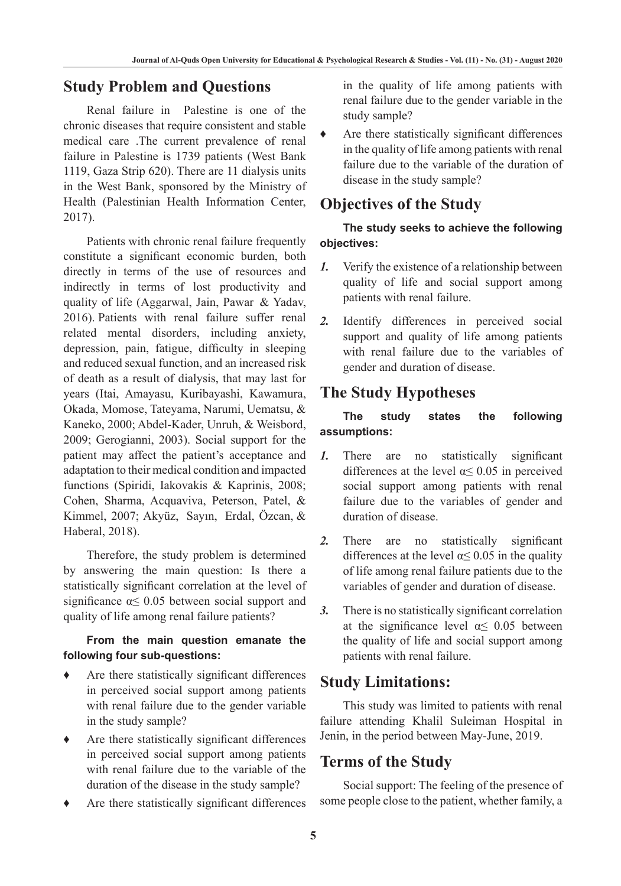## Study Problem and Questions

Renal failure in Palestine is one of the chronic diseases that require consistent and stable medical care .The current prevalence of renal failure in Palestine is 1739 patients (West Bank 1119, Gaza Strip 620). There are 11 dialysis units in the West Bank, sponsored by the Ministry of Health (Palestinian Health Information Center, 2017).

Patients with chronic renal failure frequently constitute a significant economic burden, both directly in terms of the use of resources and indirectly in terms of lost productivity and quality of life (Aggarwal, Jain, Pawar & Yadav, 2016). Patients with renal failure suffer renal related mental disorders, including anxiety, depression, pain, fatigue, difficulty in sleeping and reduced sexual function, and an increased risk of death as a result of dialysis, that may last for years (Itai, Amayasu, Kuribayashi, Kawamura, Okada, Momose, Tateyama, Narumi, Uematsu, & Kaneko, 2000; Abdel-Kader, Unruh, & Weisbord, 2009; Gerogianni, 2003). Social support for the patient may affect the patient's acceptance and adaptation to their medical condition and impacted functions (Spiridi, Iakovakis & Kaprinis, 2008; Cohen, Sharma, Acquaviva, Peterson, Patel, & Kimmel, 2007; Akyüz, Sayın, Erdal, Özcan, & Haberal, 2018).

Therefore, the study problem is determined by answering the main question: Is there a statistically significant correlation at the level of significance $\alpha \leq 0.05$ between social support and quality of life among renal failure patients?

**From the main question emanate the following four sub-questions:**

- Are there statistically significant differences in perceived social support among patients with renal failure due to the gender variable in the study sample?
- Are there statistically significant differences in perceived social support among patients with renal failure due to the variable of the duration of the disease in the study sample?
- Are there statistically significant differences in the quality of life among patients with renal failure due to the gender variable in the study sample?
- Are there statistically significant differences in the quality of life among patients with renal failure due to the variable of the duration of disease in the study sample?

## Objectives of the Study

**The study seeks to achieve the following objectives:**

1. Verify the existence of a relationship between quality of life and social support among patients with renal failure.
2. Identify differences in perceived social support and quality of life among patients with renal failure due to the variables of gender and duration of disease.

## The Study Hypotheses

**The study states the following assumptions:**

1. There are no statistically significant differences at the level $\alpha \leq 0.05$ in perceived social support among patients with renal failure due to the variables of gender and duration of disease.
2. There are no statistically significant differences at the level $\alpha \leq 0.05$ in the quality of life among renal failure patients due to the variables of gender and duration of disease.
3. There is no statistically significant correlation at the significance level $\alpha \leq 0.05$ between the quality of life and social support among patients with renal failure.

## Study Limitations:

This study was limited to patients with renal failure attending Khalil Suleiman Hospital in Jenin, in the period between May-June, 2019.

## Terms of the Study

Social support: The feeling of the presence of some people close to the patient, whether family, a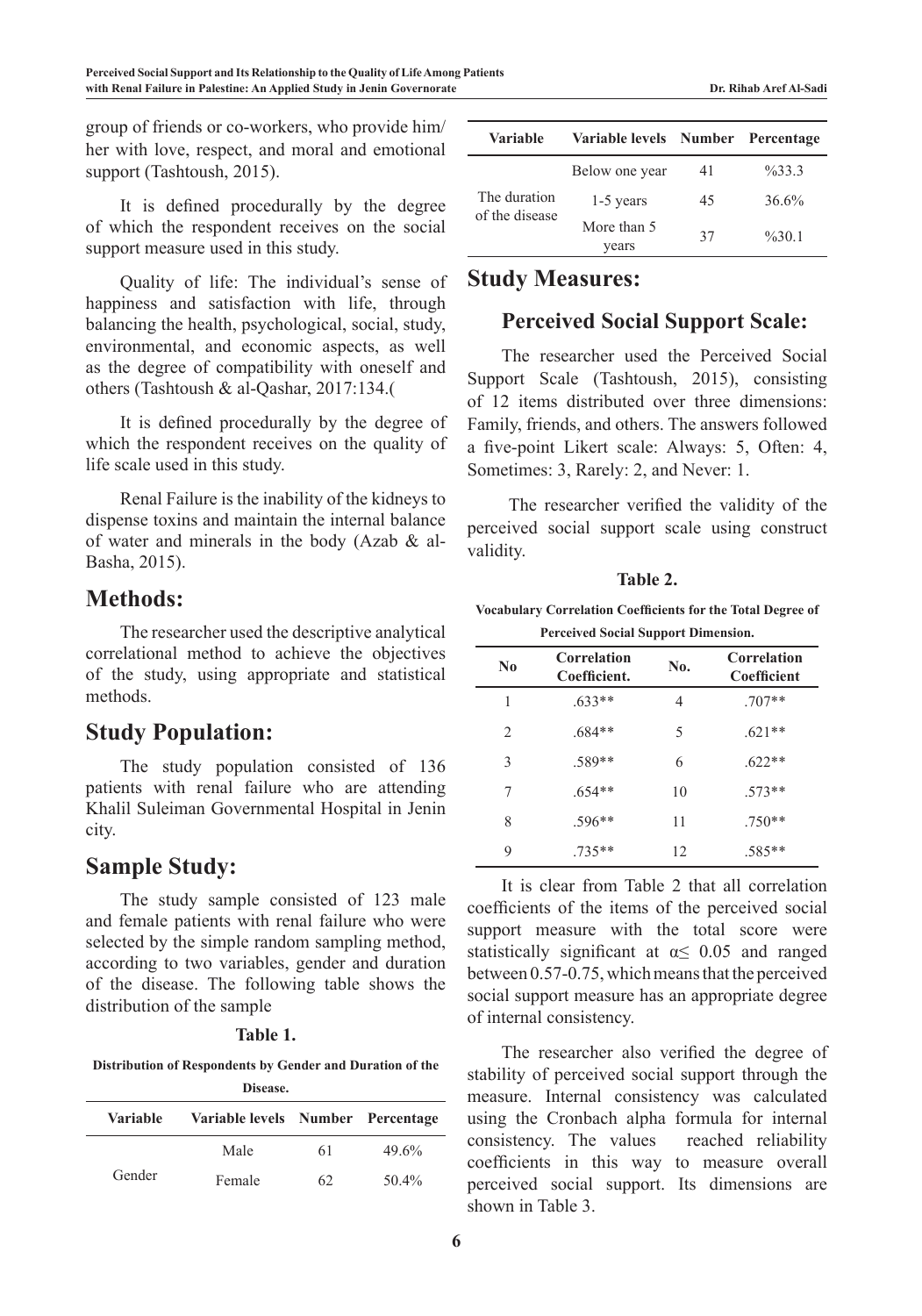group of friends or co-workers, who provide him/her with love, respect, and moral and emotional support (Tashtoush, 2015).

It is defined procedurally by the degree of which the respondent receives on the social support measure used in this study.

Quality of life: The individual's sense of happiness and satisfaction with life, through balancing the health, psychological, social, study, environmental, and economic aspects, as well as the degree of compatibility with oneself and others (Tashtoush & al-Qashar, 2017:134.(

It is defined procedurally by the degree of which the respondent receives on the quality of life scale used in this study.

Renal Failure is the inability of the kidneys to dispense toxins and maintain the internal balance of water and minerals in the body (Azab & al-Basha, 2015).

## Methods:

The researcher used the descriptive analytical correlational method to achieve the objectives of the study, using appropriate and statistical methods.

## Study Population:

The study population consisted of 136 patients with renal failure who are attending Khalil Suleiman Governmental Hospital in Jenin city.

## Sample Study:

The study sample consisted of 123 male and female patients with renal failure who were selected by the simple random sampling method, according to two variables, gender and duration of the disease. The following table shows the distribution of the sample

**Table 1.**

**Distribution of Respondents by Gender and Duration of the Disease.**

| Variable | Variable levels | Number | Percentage |
|---|---|---|---|
| Gender | Male | 61 | 49.6% |
| | Female | 62 | 50.4% |
| The duration of the disease | Below one year | 41 | %33.3 |
| | 1-5 years | 45 | 36.6% |
| | More than 5 years | 37 | %30.1 |

## Study Measures:

### Perceived Social Support Scale:

The researcher used the Perceived Social Support Scale (Tashtoush, 2015), consisting of 12 items distributed over three dimensions: Family, friends, and others. The answers followed a five-point Likert scale: Always: 5, Often: 4, Sometimes: 3, Rarely: 2, and Never: 1.

The researcher verified the validity of the perceived social support scale using construct validity.

**Table 2.**

**Vocabulary Correlation Coefficients for the Total Degree of Perceived Social Support Dimension.**

| No | Correlation Coefficient. | No. | Correlation Coefficient |
|---|---|---|---|
| 1 | .633** | 4 | .707** |
| 2 | .684** | 5 | .621** |
| 3 | .589** | 6 | .622** |
| 7 | .654** | 10 | .573** |
| 8 | .596** | 11 | .750** |
| 9 | .735** | 12 | .585** |

It is clear from Table 2 that all correlation coefficients of the items of the perceived social support measure with the total score were statistically significant at $\alpha \leq 0.05$ and ranged between 0.57-0.75, which means that the perceived social support measure has an appropriate degree of internal consistency.

The researcher also verified the degree of stability of perceived social support through the measure. Internal consistency was calculated using the Cronbach alpha formula for internal consistency. The values reached reliability coefficients in this way to measure overall perceived social support. Its dimensions are shown in Table 3.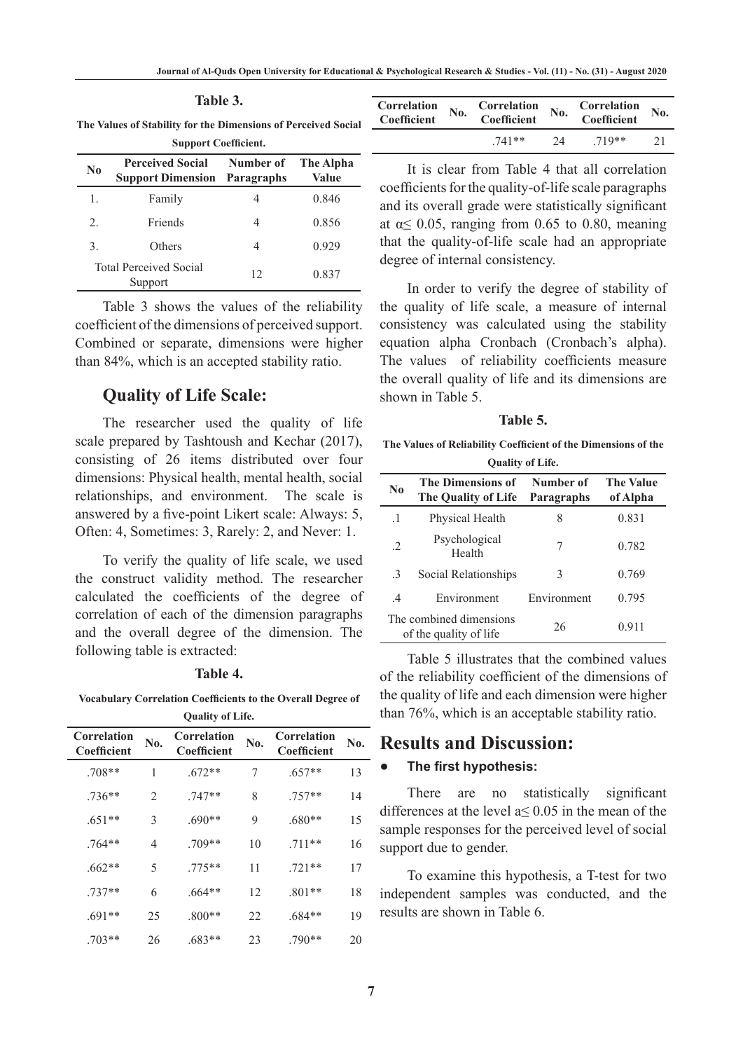**Table 3.**

**The Values of Stability for the Dimensions of Perceived Social Support Coefficient.**

| No | Perceived Social Support Dimension | Number of Paragraphs | The Alpha Value |
|---|---|---|---|
| 1. | Family | 4 | 0.846 |
| 2. | Friends | 4 | 0.856 |
| 3. | Others | 4 | 0.929 |
| Total Perceived Social Support | | 12 | 0.837 |

Table 3 shows the values of the reliability coefficient of the dimensions of perceived support. Combined or separate, dimensions were higher than 84%, which is an accepted stability ratio.

## Quality of Life Scale:

The researcher used the quality of life scale prepared by Tashtoush and Kechar (2017), consisting of 26 items distributed over four dimensions: Physical health, mental health, social relationships, and environment. The scale is answered by a five-point Likert scale: Always: 5, Often: 4, Sometimes: 3, Rarely: 2, and Never: 1.

To verify the quality of life scale, we used the construct validity method. The researcher calculated the coefficients of the degree of correlation of each of the dimension paragraphs and the overall degree of the dimension. The following table is extracted:

**Table 4.**

**Vocabulary Correlation Coefficients to the Overall Degree of Quality of Life.**

| Correlation Coefficient | No. | Correlation Coefficient | No. | Correlation Coefficient | No. |
|---|---|---|---|---|---|
| .708** | 1 | .672** | 7 | .657** | 13 |
| .736** | 2 | .747** | 8 | .757** | 14 |
| .651** | 3 | .690** | 9 | .680** | 15 |
| .764** | 4 | .709** | 10 | .711** | 16 |
| .662** | 5 | .775** | 11 | .721** | 17 |
| .737** | 6 | .664** | 12 | .801** | 18 |
| .691** | 25 | .800** | 22 | .684** | 19 |
| .703** | 26 | .683** | 23 | .790** | 20 |
| | | .741** | 24 | .719** | 21 |

It is clear from Table 4 that all correlation coefficients for the quality-of-life scale paragraphs and its overall grade were statistically significant at $\alpha \leq 0.05$, ranging from 0.65 to 0.80, meaning that the quality-of-life scale had an appropriate degree of internal consistency.

In order to verify the degree of stability of the quality of life scale, a measure of internal consistency was calculated using the stability equation alpha Cronbach (Cronbach's alpha). The values of reliability coefficients measure the overall quality of life and its dimensions are shown in Table 5.

**Table 5.**

**The Values of Reliability Coefficient of the Dimensions of the Quality of Life.**

| No | The Dimensions of The Quality of Life | Number of Paragraphs | The Value of Alpha |
|---|---|---|---|
| .1 | Physical Health | 8 | 0.831 |
| .2 | Psychological Health | 7 | 0.782 |
| .3 | Social Relationships | 3 | 0.769 |
| .4 | Environment | Environment | 0.795 |
| The combined dimensions of the quality of life | | 26 | 0.911 |

Table 5 illustrates that the combined values of the reliability coefficient of the dimensions of the quality of life and each dimension were higher than 76%, which is an acceptable stability ratio.

## Results and Discussion:

- **The first hypothesis:**

There are no statistically significant differences at the level $a \leq 0.05$ in the mean of the sample responses for the perceived level of social support due to gender.

To examine this hypothesis, a T-test for two independent samples was conducted, and the results are shown in Table 6.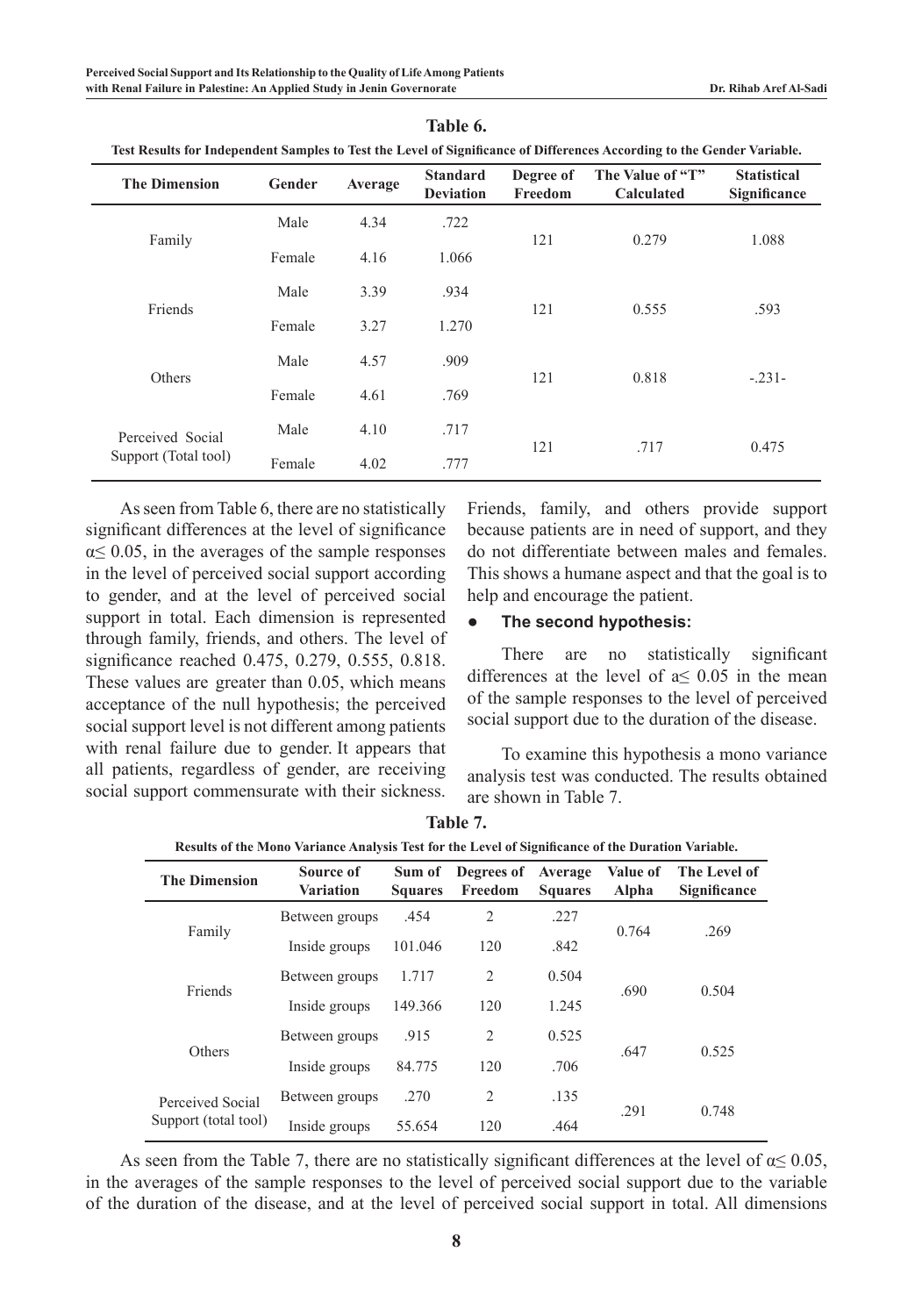**Table 6.**

**Test Results for Independent Samples to Test the Level of Significance of Differences According to the Gender Variable.**

| The Dimension | Gender | Average | Standard Deviation | Degree of Freedom | The Value of "T" Calculated | Statistical Significance |
|---|---|---|---|---|---|---|
| Family | Male | 4.34 | .722 | 121 | 0.279 | 1.088 |
| | Female | 4.16 | 1.066 | | | |
| Friends | Male | 3.39 | .934 | 121 | 0.555 | .593 |
| | Female | 3.27 | 1.270 | | | |
| Others | Male | 4.57 | .909 | 121 | 0.818 | -.231- |
| | Female | 4.61 | .769 | | | |
| Perceived Social Support (Total tool) | Male | 4.10 | .717 | 121 | .717 | 0.475 |
| | Female | 4.02 | .777 | | | |

As seen from Table 6, there are no statistically significant differences at the level of significance $\alpha \leq 0.05$, in the averages of the sample responses in the level of perceived social support according to gender, and at the level of perceived social support in total. Each dimension is represented through family, friends, and others. The level of significance reached 0.475, 0.279, 0.555, 0.818. These values are greater than 0.05, which means acceptance of the null hypothesis; the perceived social support level is not different among patients with renal failure due to gender. It appears that all patients, regardless of gender, are receiving social support commensurate with their sickness. Friends, family, and others provide support because patients are in need of support, and they do not differentiate between males and females. This shows a humane aspect and that the goal is to help and encourage the patient.

- **The second hypothesis:**

There are no statistically significant differences at the level of $a \leq 0.05$ in the mean of the sample responses to the level of perceived social support due to the duration of the disease.

To examine this hypothesis a mono variance analysis test was conducted. The results obtained are shown in Table 7.

**Table 7.**

**Results of the Mono Variance Analysis Test for the Level of Significance of the Duration Variable.**

| The Dimension | Source of Variation | Sum of Squares | Degrees of Freedom | Average Squares | Value of Alpha | The Level of Significance |
|---|---|---|---|---|---|---|
| Family | Between groups | .454 | 2 | .227 | 0.764 | .269 |
| | Inside groups | 101.046 | 120 | .842 | | |
| Friends | Between groups | 1.717 | 2 | 0.504 | .690 | 0.504 |
| | Inside groups | 149.366 | 120 | 1.245 | | |
| Others | Between groups | .915 | 2 | 0.525 | .647 | 0.525 |
| | Inside groups | 84.775 | 120 | .706 | | |
| Perceived Social Support (total tool) | Between groups | .270 | 2 | .135 | .291 | 0.748 |
| | Inside groups | 55.654 | 120 | .464 | | |

As seen from the Table 7, there are no statistically significant differences at the level of $\alpha \leq 0.05$, in the averages of the sample responses to the level of perceived social support due to the variable of the duration of the disease, and at the level of perceived social support in total. All dimensions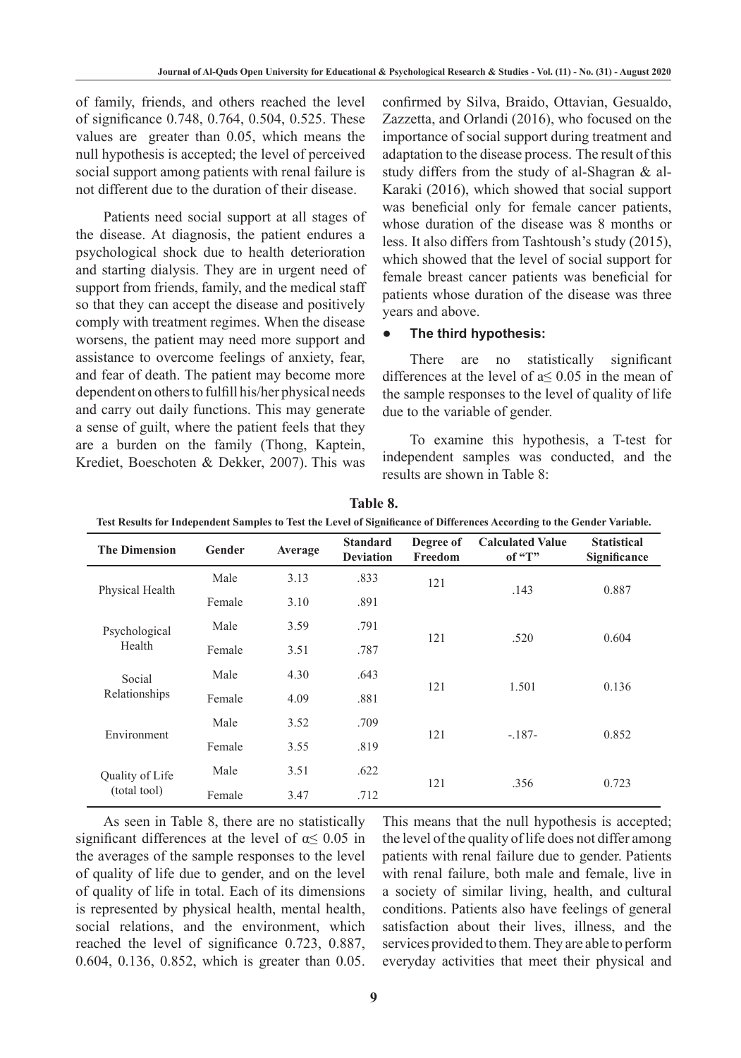of family, friends, and others reached the level of significance 0.748, 0.764, 0.504, 0.525. These values are greater than 0.05, which means the null hypothesis is accepted; the level of perceived social support among patients with renal failure is not different due to the duration of their disease.

Patients need social support at all stages of the disease. At diagnosis, the patient endures a psychological shock due to health deterioration and starting dialysis. They are in urgent need of support from friends, family, and the medical staff so that they can accept the disease and positively comply with treatment regimes. When the disease worsens, the patient may need more support and assistance to overcome feelings of anxiety, fear, and fear of death. The patient may become more dependent on others to fulfill his/her physical needs and carry out daily functions. This may generate a sense of guilt, where the patient feels that they are a burden on the family (Thong, Kaptein, Krediet, Boeschoten & Dekker, 2007). This was confirmed by Silva, Braido, Ottavian, Gesualdo, Zazzetta, and Orlandi (2016), who focused on the importance of social support during treatment and adaptation to the disease process. The result of this study differs from the study of al-Shagran & al-Karaki (2016), which showed that social support was beneficial only for female cancer patients, whose duration of the disease was 8 months or less. It also differs from Tashtoush's study (2015), which showed that the level of social support for female breast cancer patients was beneficial for patients whose duration of the disease was three years and above.

- **The third hypothesis:**

There are no statistically significant differences at the level of a≤ 0.05 in the mean of the sample responses to the level of quality of life due to the variable of gender.

To examine this hypothesis, a T-test for independent samples was conducted, and the results are shown in Table 8:

**Table 8.**

**Test Results for Independent Samples to Test the Level of Significance of Differences According to the Gender Variable.**

| The Dimension | Gender | Average | Standard Deviation | Degree of Freedom | Calculated Value of "T" | Statistical Significance |
|---|---|---|---|---|---|---|
| Physical Health | Male | 3.13 | .833 | 121 | .143 | 0.887 |
| | Female | 3.10 | .891 | | | |
| Psychological Health | Male | 3.59 | .791 | 121 | .520 | 0.604 |
| | Female | 3.51 | .787 | | | |
| Social Relationships | Male | 4.30 | .643 | 121 | 1.501 | 0.136 |
| | Female | 4.09 | .881 | | | |
| Environment | Male | 3.52 | .709 | 121 | -.187- | 0.852 |
| | Female | 3.55 | .819 | | | |
| Quality of Life (total tool) | Male | 3.51 | .622 | 121 | .356 | 0.723 |
| | Female | 3.47 | .712 | | | |

As seen in Table 8, there are no statistically significant differences at the level of α≤ 0.05 in the averages of the sample responses to the level of quality of life due to gender, and on the level of quality of life in total. Each of its dimensions is represented by physical health, mental health, social relations, and the environment, which reached the level of significance 0.723, 0.887, 0.604, 0.136, 0.852, which is greater than 0.05. This means that the null hypothesis is accepted; the level of the quality of life does not differ among patients with renal failure due to gender. Patients with renal failure, both male and female, live in a society of similar living, health, and cultural conditions. Patients also have feelings of general satisfaction about their lives, illness, and the services provided to them. They are able to perform everyday activities that meet their physical and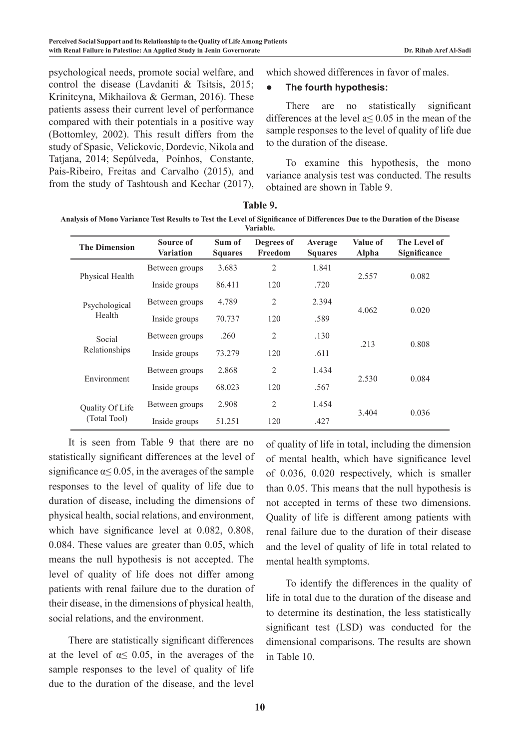psychological needs, promote social welfare, and control the disease (Lavdaniti & Tsitsis, 2015; Krinitcyna, Mikhailova & German, 2016). These patients assess their current level of performance compared with their potentials in a positive way (Bottomley, 2002). This result differs from the study of Spasic, Velickovic, Dordevic, Nikola and Tatjana, 2014; Sepúlveda, Poínhos, Constante, Pais-Ribeiro, Freitas and Carvalho (2015), and from the study of Tashtoush and Kechar (2017), which showed differences in favor of males.

- **The fourth hypothesis:**

There are no statistically significant differences at the level a≤ 0.05 in the mean of the sample responses to the level of quality of life due to the duration of the disease.

To examine this hypothesis, the mono variance analysis test was conducted. The results obtained are shown in Table 9.

**Table 9.**

**Analysis of Mono Variance Test Results to Test the Level of Significance of Differences Due to the Duration of the Disease Variable.**

| The Dimension | Source of Variation | Sum of Squares | Degrees of Freedom | Average Squares | Value of Alpha | The Level of Significance |
|---|---|---|---|---|---|---|
| Physical Health | Between groups | 3.683 | 2 | 1.841 | 2.557 | 0.082 |
| | Inside groups | 86.411 | 120 | .720 | | |
| Psychological Health | Between groups | 4.789 | 2 | 2.394 | 4.062 | 0.020 |
| | Inside groups | 70.737 | 120 | .589 | | |
| Social Relationships | Between groups | .260 | 2 | .130 | .213 | 0.808 |
| | Inside groups | 73.279 | 120 | .611 | | |
| Environment | Between groups | 2.868 | 2 | 1.434 | 2.530 | 0.084 |
| | Inside groups | 68.023 | 120 | .567 | | |
| Quality Of Life (Total Tool) | Between groups | 2.908 | 2 | 1.454 | 3.404 | 0.036 |
| | Inside groups | 51.251 | 120 | .427 | | |

It is seen from Table 9 that there are no statistically significant differences at the level of significance α≤ 0.05, in the averages of the sample responses to the level of quality of life due to duration of disease, including the dimensions of physical health, social relations, and environment, which have significance level at 0.082, 0.808, 0.084. These values are greater than 0.05, which means the null hypothesis is not accepted. The level of quality of life does not differ among patients with renal failure due to the duration of their disease, in the dimensions of physical health, social relations, and the environment.

There are statistically significant differences at the level of α≤ 0.05, in the averages of the sample responses to the level of quality of life due to the duration of the disease, and the level of quality of life in total, including the dimension of mental health, which have significance level of 0.036, 0.020 respectively, which is smaller than 0.05. This means that the null hypothesis is not accepted in terms of these two dimensions. Quality of life is different among patients with renal failure due to the duration of their disease and the level of quality of life in total related to mental health symptoms.

To identify the differences in the quality of life in total due to the duration of the disease and to determine its destination, the less statistically significant test (LSD) was conducted for the dimensional comparisons. The results are shown in Table 10.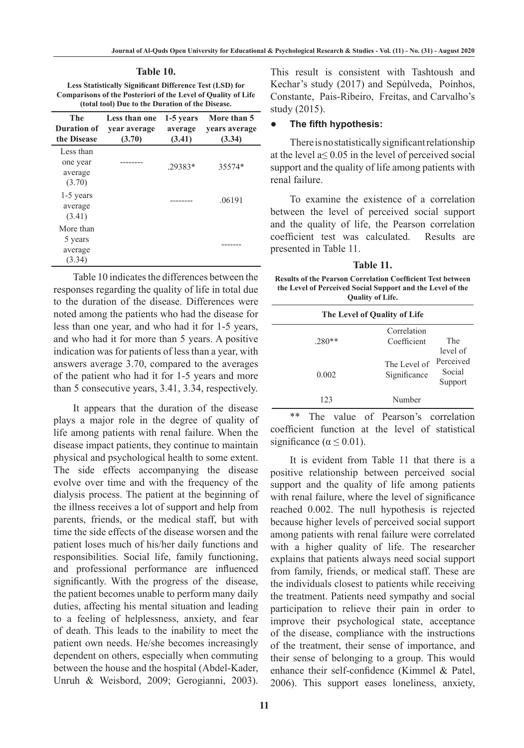**Table 10.**

**Less Statistically Significant Difference Test (LSD) for Comparisons of the Posteriori of the Level of Quality of Life (total tool) Due to the Duration of the Disease.**

| The Duration of the Disease | Less than one year average (3.70) | 1-5 years average (3.41) | More than 5 years average (3.34) |
|---|---|---|---|
| Less than one year average (3.70) | -------- | .29383* | 35574* |
| 1-5 years average (3.41) | | -------- | .06191 |
| More than 5 years average (3.34) | | | ------- |

Table 10 indicates the differences between the responses regarding the quality of life in total due to the duration of the disease. Differences were noted among the patients who had the disease for less than one year, and who had it for 1-5 years, and who had it for more than 5 years. A positive indication was for patients of less than a year, with answers average 3.70, compared to the averages of the patient who had it for 1-5 years and more than 5 consecutive years, 3.41, 3.34, respectively.

It appears that the duration of the disease plays a major role in the degree of quality of life among patients with renal failure. When the disease impact patients, they continue to maintain physical and psychological health to some extent. The side effects accompanying the disease evolve over time and with the frequency of the dialysis process. The patient at the beginning of the illness receives a lot of support and help from parents, friends, or the medical staff, but with time the side effects of the disease worsen and the patient loses much of his/her daily functions and responsibilities. Social life, family functioning, and professional performance are influenced significantly. With the progress of the disease, the patient becomes unable to perform many daily duties, affecting his mental situation and leading to a feeling of helplessness, anxiety, and fear of death. This leads to the inability to meet the patient own needs. He/she becomes increasingly dependent on others, especially when commuting between the house and the hospital (Abdel-Kader, Unruh & Weisbord, 2009; Gerogianni, 2003). This result is consistent with Tashtoush and Kechar's study (2017) and Sepúlveda, Poínhos, Constante, Pais-Ribeiro, Freitas, and Carvalho's study (2015).

- **The fifth hypothesis:**

There is no statistically significant relationship at the level a≤ 0.05 in the level of perceived social support and the quality of life among patients with renal failure.

To examine the existence of a correlation between the level of perceived social support and the quality of life, the Pearson correlation coefficient test was calculated. Results are presented in Table 11.

**Table 11.**

**Results of the Pearson Correlation Coefficient Test between the Level of Perceived Social Support and the Level of the Quality of Life.**

| The Level of Quality of Life | | |
|---|---|---|
| .280** | Correlation Coefficient | The level of Perceived Social Support |
| 0.002 | The Level of Significance | |
| 123 | Number | |

** The value of Pearson's correlation coefficient function at the level of statistical significance ($\alpha \leq 0.01$).

It is evident from Table 11 that there is a positive relationship between perceived social support and the quality of life among patients with renal failure, where the level of significance reached 0.002. The null hypothesis is rejected because higher levels of perceived social support among patients with renal failure were correlated with a higher quality of life. The researcher explains that patients always need social support from family, friends, or medical staff. These are the individuals closest to patients while receiving the treatment. Patients need sympathy and social participation to relieve their pain in order to improve their psychological state, acceptance of the disease, compliance with the instructions of the treatment, their sense of importance, and their sense of belonging to a group. This would enhance their self-confidence (Kimmel & Patel, 2006). This support eases loneliness, anxiety,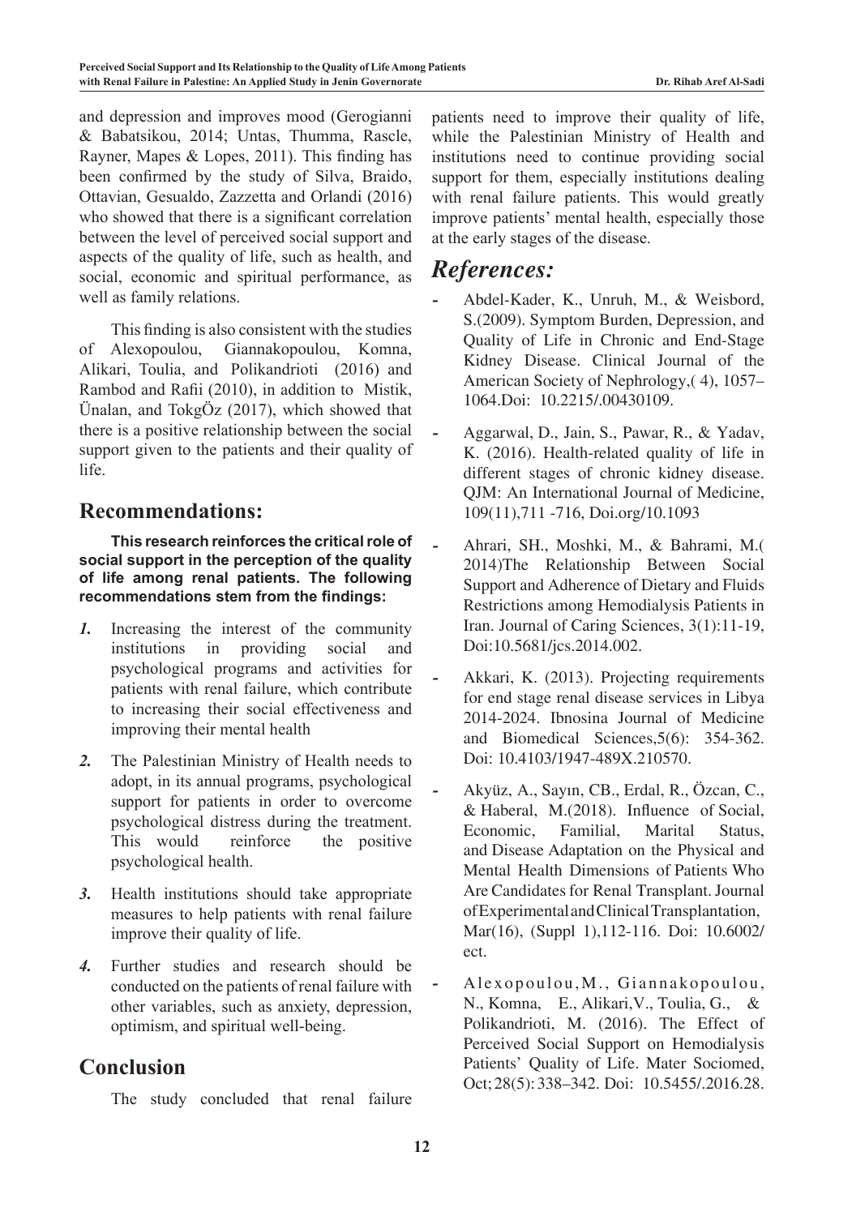and depression and improves mood (Gerogianni & Babatsikou, 2014; Untas, Thumma, Rascle, Rayner, Mapes & Lopes, 2011). This finding has been confirmed by the study of Silva, Braido, Ottavian, Gesualdo, Zazzetta and Orlandi (2016) who showed that there is a significant correlation between the level of perceived social support and aspects of the quality of life, such as health, and social, economic and spiritual performance, as well as family relations.

This finding is also consistent with the studies of Alexopoulou, Giannakopoulou, Komna, Alikari, Toulia, and Polikandrioti (2016) and Rambod and Rafii (2010), in addition to Mistik, Ünalan, and TokgÖz (2017), which showed that there is a positive relationship between the social support given to the patients and their quality of life.

## Recommendations:

**This research reinforces the critical role of social support in the perception of the quality of life among renal patients. The following recommendations stem from the findings:**

1. Increasing the interest of the community institutions in providing social and psychological programs and activities for patients with renal failure, which contribute to increasing their social effectiveness and improving their mental health
2. The Palestinian Ministry of Health needs to adopt, in its annual programs, psychological support for patients in order to overcome psychological distress during the treatment. This would reinforce the positive psychological health.
3. Health institutions should take appropriate measures to help patients with renal failure improve their quality of life.
4. Further studies and research should be conducted on the patients of renal failure with other variables, such as anxiety, depression, optimism, and spiritual well-being.

## Conclusion

The study concluded that renal failure patients need to improve their quality of life, while the Palestinian Ministry of Health and institutions need to continue providing social support for them, especially institutions dealing with renal failure patients. This would greatly improve patients' mental health, especially those at the early stages of the disease.

## *References:*

- Abdel-Kader, K., Unruh, M., & Weisbord, S.(2009). Symptom Burden, Depression, and Quality of Life in Chronic and End-Stage Kidney Disease. Clinical Journal of the American Society of Nephrology,( 4), 1057–1064.Doi: 10.2215/.00430109.
- Aggarwal, D., Jain, S., Pawar, R., & Yadav, K. (2016). Health-related quality of life in different stages of chronic kidney disease. QJM: An International Journal of Medicine, 109(11),711 -716, Doi.org/10.1093
- Ahrari, SH., Moshki, M., & Bahrami, M.( 2014)The Relationship Between Social Support and Adherence of Dietary and Fluids Restrictions among Hemodialysis Patients in Iran. Journal of Caring Sciences, 3(1):11-19, Doi:10.5681/jcs.2014.002.
- Akkari, K. (2013). Projecting requirements for end stage renal disease services in Libya 2014-2024. Ibnosina Journal of Medicine and Biomedical Sciences,5(6): 354-362. Doi: 10.4103/1947-489X.210570.
- Akyüz, A., Sayın, CB., Erdal, R., Özcan, C., & Haberal, M.(2018). Influence of Social, Economic, Familial, Marital Status, and Disease Adaptation on the Physical and Mental Health Dimensions of Patients Who Are Candidates for Renal Transplant. Journal of Experimental and Clinical Transplantation, Mar(16), (Suppl 1),112-116. Doi: 10.6002/ect.
- Alexopoulou,M., Giannakopoulou, N., Komna, E., Alikari,V., Toulia, G., & Polikandrioti, M. (2016). The Effect of Perceived Social Support on Hemodialysis Patients' Quality of Life. Mater Sociomed, Oct;28(5):338–342. Doi: 10.5455/.2016.28.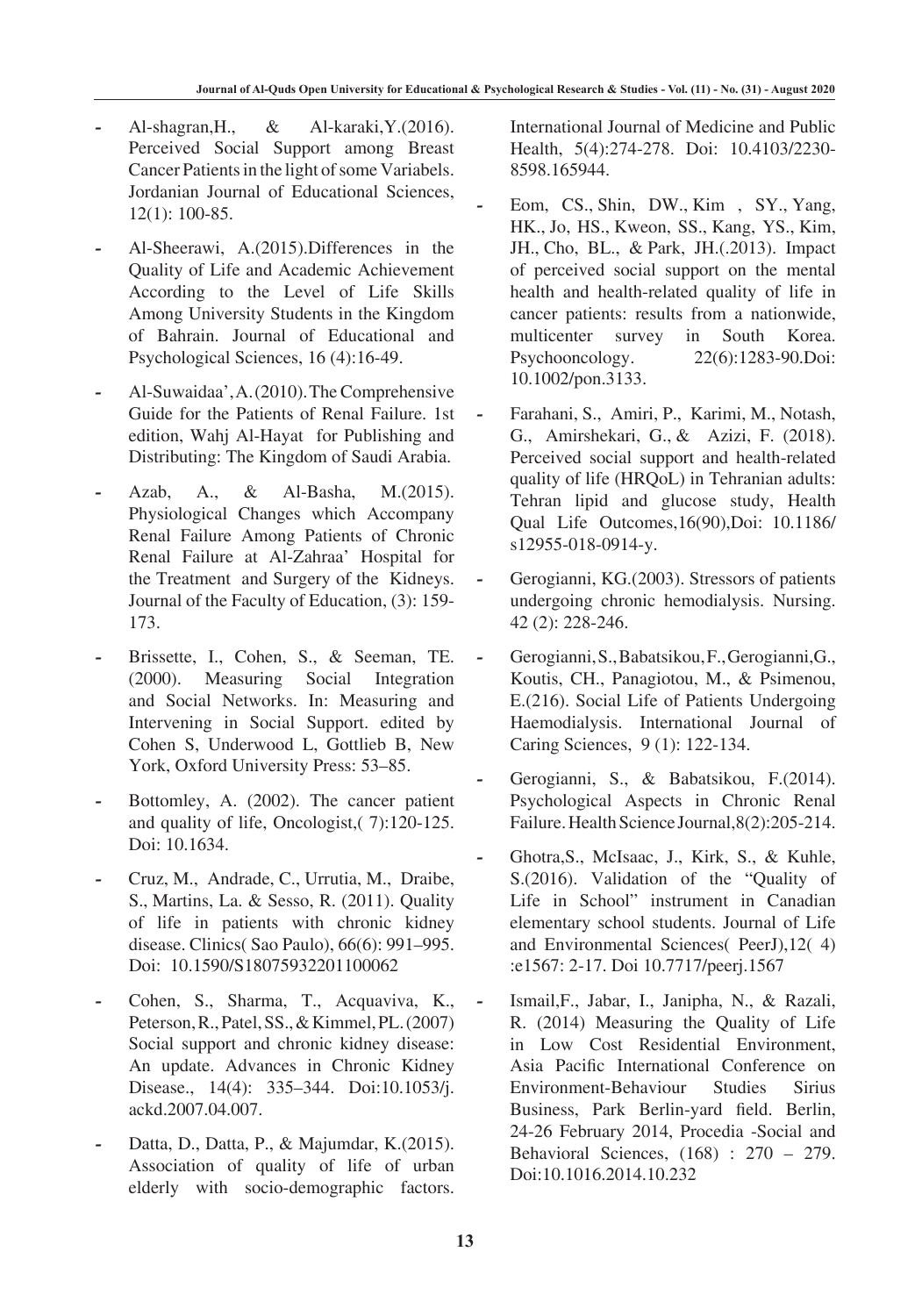- Al-shagran,H., & Al-karaki,Y.(2016). Perceived Social Support among Breast Cancer Patients in the light of some Variabels. Jordanian Journal of Educational Sciences, 12(1): 100-85.
- Al-Sheerawi, A.(2015).Differences in the Quality of Life and Academic Achievement According to the Level of Life Skills Among University Students in the Kingdom of Bahrain. Journal of Educational and Psychological Sciences, 16 (4):16-49.
- Al-Suwaidaa', A. (2010). The Comprehensive Guide for the Patients of Renal Failure. 1st edition, Wahj Al-Hayat for Publishing and Distributing: The Kingdom of Saudi Arabia.
- Azab, A., & Al-Basha, M.(2015). Physiological Changes which Accompany Renal Failure Among Patients of Chronic Renal Failure at Al-Zahraa' Hospital for the Treatment and Surgery of the Kidneys. Journal of the Faculty of Education, (3): 159-173.
- Brissette, I., Cohen, S., & Seeman, TE. (2000). Measuring Social Integration and Social Networks. In: Measuring and Intervening in Social Support. edited by Cohen S, Underwood L, Gottlieb B, New York, Oxford University Press: 53–85.
- Bottomley, A. (2002). The cancer patient and quality of life, Oncologist,( 7):120-125. Doi: 10.1634.
- Cruz, M., Andrade, C., Urrutia, M., Draibe, S., Martins, La. & Sesso, R. (2011). Quality of life in patients with chronic kidney disease. Clinics( Sao Paulo), 66(6): 991–995. Doi: 10.1590/S18075932201100062
- Cohen, S., Sharma, T., Acquaviva, K., Peterson, R., Patel, SS., & Kimmel, PL. (2007) Social support and chronic kidney disease: An update. Advances in Chronic Kidney Disease., 14(4): 335–344. Doi:10.1053/j.ackd.2007.04.007.
- Datta, D., Datta, P., & Majumdar, K.(2015). Association of quality of life of urban elderly with socio-demographic factors. International Journal of Medicine and Public Health, 5(4):274-278. Doi: 10.4103/2230-8598.165944.
- Eom, CS., Shin, DW., Kim , SY., Yang, HK., Jo, HS., Kweon, SS., Kang, YS., Kim, JH., Cho, BL., & Park, JH.(.2013). Impact of perceived social support on the mental health and health-related quality of life in cancer patients: results from a nationwide, multicenter survey in South Korea. Psychooncology. 22(6):1283-90.Doi: 10.1002/pon.3133.
- Farahani, S., Amiri, P., Karimi, M., Notash, G., Amirshekari, G., & Azizi, F. (2018). Perceived social support and health-related quality of life (HRQoL) in Tehranian adults: Tehran lipid and glucose study, Health Qual Life Outcomes,16(90),Doi: 10.1186/s12955-018-0914-y.
- Gerogianni, KG.(2003). Stressors of patients undergoing chronic hemodialysis. Nursing. 42 (2): 228-246.
- Gerogianni, S., Babatsikou, F., Gerogianni, G., Koutis, CH., Panagiotou, M., & Psimenou, E.(216). Social Life of Patients Undergoing Haemodialysis. International Journal of Caring Sciences, 9 (1): 122-134.
- Gerogianni, S., & Babatsikou, F.(2014). Psychological Aspects in Chronic Renal Failure. Health Science Journal,8(2):205-214.
- Ghotra,S., McIsaac, J., Kirk, S., & Kuhle, S.(2016). Validation of the "Quality of Life in School" instrument in Canadian elementary school students. Journal of Life and Environmental Sciences( PeerJ),12( 4) :e1567: 2-17. Doi 10.7717/peerj.1567
- Ismail,F., Jabar, I., Janipha, N., & Razali, R. (2014) Measuring the Quality of Life in Low Cost Residential Environment, Asia Pacific International Conference on Environment-Behaviour Studies Sirius Business, Park Berlin-yard field. Berlin, 24-26 February 2014, Procedia -Social and Behavioral Sciences, (168) : 270 – 279. Doi:10.1016.2014.10.232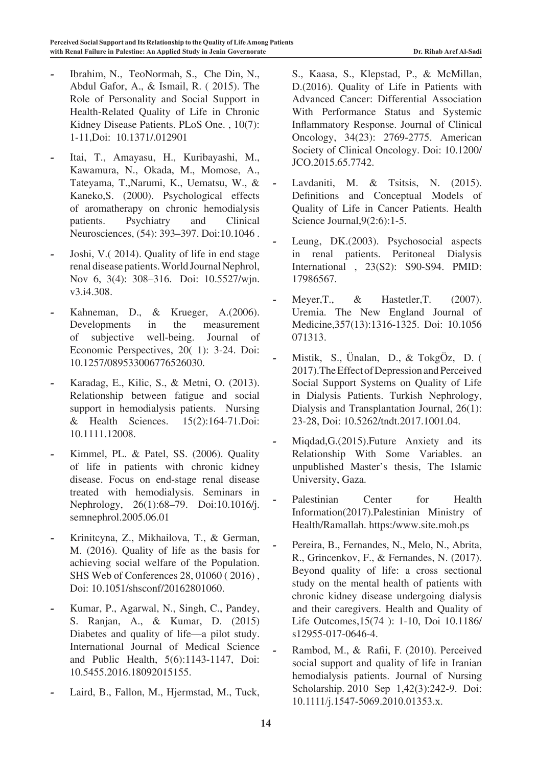- Ibrahim, N., TeoNormah, S., Che Din, N., Abdul Gafor, A., & Ismail, R. ( 2015). The Role of Personality and Social Support in Health-Related Quality of Life in Chronic Kidney Disease Patients. PLoS One. , 10(7): 1-11,Doi: 10.1371/.012901

- Itai, T., Amayasu, H., Kuribayashi, M., Kawamura, N., Okada, M., Momose, A., Tateyama, T.,Narumi, K., Uematsu, W., & Kaneko,S. (2000). Psychological effects of aromatherapy on chronic hemodialysis patients. Psychiatry and Clinical Neurosciences, (54): 393–397. Doi:10.1046 .

- Joshi, V.( 2014). Quality of life in end stage renal disease patients. World Journal Nephrol, Nov 6, 3(4): 308–316. Doi: 10.5527/wjn. v3.i4.308.

- Kahneman, D., & Krueger, A.(2006). Developments in the measurement of subjective well-being. Journal of Economic Perspectives, 20( 1): 3-24. Doi: 10.1257/089533006776526030.

- Karadag, E., Kilic, S., & Metni, O. (2013). Relationship between fatigue and social support in hemodialysis patients. Nursing & Health Sciences. 15(2):164-71.Doi: 10.1111.12008.

- Kimmel, PL. & Patel, SS. (2006). Quality of life in patients with chronic kidney disease. Focus on end-stage renal disease treated with hemodialysis. Seminars in Nephrology, 26(1):68–79. Doi:10.1016/j. semnephrol.2005.06.01

- Krinitcyna, Z., Mikhailova, T., & German, M. (2016). Quality of life as the basis for achieving social welfare of the Population. SHS Web of Conferences 28, 01060 ( 2016) , Doi: 10.1051/shsconf/20162801060.

- Kumar, P., Agarwal, N., Singh, C., Pandey, S. Ranjan, A., & Kumar, D. (2015) Diabetes and quality of life—a pilot study. International Journal of Medical Science and Public Health, 5(6):1143-1147, Doi: 10.5455.2016.18092015155.

- Laird, B., Fallon, M., Hjermstad, M., Tuck, S., Kaasa, S., Klepstad, P., & McMillan, D.(2016). Quality of Life in Patients with Advanced Cancer: Differential Association With Performance Status and Systemic Inflammatory Response. Journal of Clinical Oncology, 34(23): 2769-2775. American Society of Clinical Oncology. Doi: 10.1200/ JCO.2015.65.7742.

- Lavdaniti, M. & Tsitsis, N. (2015). Definitions and Conceptual Models of Quality of Life in Cancer Patients. Health Science Journal,9(2:6):1-5.

- Leung, DK.(2003). Psychosocial aspects in renal patients. Peritoneal Dialysis International , 23(S2): S90-S94. PMID: 17986567.

- Meyer,T., & Hastetler,T. (2007). Uremia. The New England Journal of Medicine,357(13):1316-1325. Doi: 10.1056 071313.

- Mistik, S., Ünalan, D., & TokgÖz, D. ( 2017).The Effect of Depression and Perceived Social Support Systems on Quality of Life in Dialysis Patients. Turkish Nephrology, Dialysis and Transplantation Journal, 26(1): 23-28, Doi: 10.5262/tndt.2017.1001.04.

- Miqdad,G.(2015).Future Anxiety and its Relationship With Some Variables. an unpublished Master's thesis, The Islamic University, Gaza.

- Palestinian Center for Health Information(2017).Palestinian Ministry of Health/Ramallah. https:/www.site.moh.ps

- Pereira, B., Fernandes, N., Melo, N., Abrita, R., Grincenkov, F., & Fernandes, N. (2017). Beyond quality of life: a cross sectional study on the mental health of patients with chronic kidney disease undergoing dialysis and their caregivers. Health and Quality of Life Outcomes,15(74 ): 1-10, Doi 10.1186/ s12955-017-0646-4.

- Rambod, M., & Rafii, F. (2010). Perceived social support and quality of life in Iranian hemodialysis patients. Journal of Nursing Scholarship. 2010 Sep 1,42(3):242-9. Doi: 10.1111/j.1547-5069.2010.01353.x.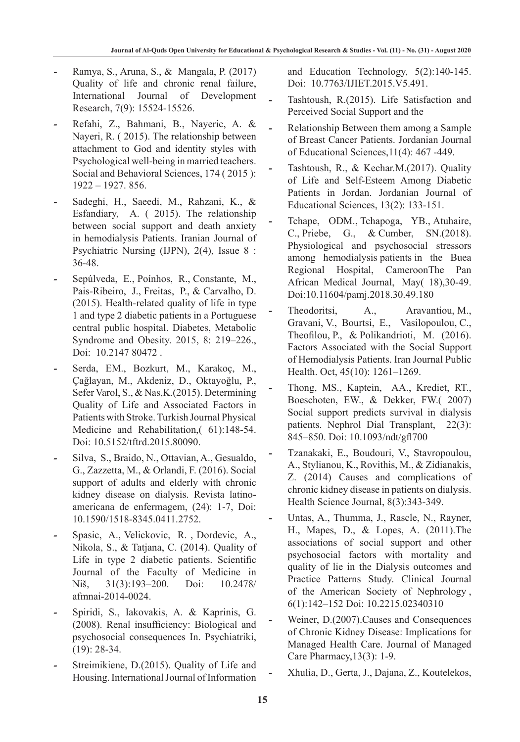- Ramya, S., Aruna, S., & Mangala, P. (2017) Quality of life and chronic renal failure, International Journal of Development Research, 7(9): 15524-15526.
- Refahi, Z., Bahmani, B., Nayeric, A. & Nayeri, R. ( 2015). The relationship between attachment to God and identity styles with Psychological well-being in married teachers. Social and Behavioral Sciences, 174 ( 2015 ): 1922 – 1927. 856.
- Sadeghi, H., Saeedi, M., Rahzani, K., & Esfandiary, A. ( 2015). The relationship between social support and death anxiety in hemodialysis Patients. Iranian Journal of Psychiatric Nursing (IJPN), 2(4), Issue 8 : 36-48.
- Sepúlveda, E., Poínhos, R., Constante, M., Pais-Ribeiro, J., Freitas, P., & Carvalho, D. (2015). Health-related quality of life in type 1 and type 2 diabetic patients in a Portuguese central public hospital. Diabetes, Metabolic Syndrome and Obesity. 2015, 8: 219–226., Doi: 10.2147 80472 .
- Serda, EM., Bozkurt, M., Karakoç, M., Çağlayan, M., Akdeniz, D., Oktayoğlu, P., Sefer Varol, S., & Nas,K.(2015). Determining Quality of Life and Associated Factors in Patients with Stroke. Turkish Journal Physical Medicine and Rehabilitation,( 61):148-54. Doi: 10.5152/tftrd.2015.80090.
- Silva, S., Braido, N., Ottavian, A., Gesualdo, G., Zazzetta, M., & Orlandi, F. (2016). Social support of adults and elderly with chronic kidney disease on dialysis. Revista latino-americana de enfermagem, (24): 1-7, Doi: 10.1590/1518-8345.0411.2752.
- Spasic, A., Velickovic, R. , Dordevic, A., Nikola, S., & Tatjana, C. (2014). Quality of Life in type 2 diabetic patients. Scientific Journal of the Faculty of Medicine in Niš, 31(3):193–200. Doi: 10.2478/ afmnai-2014-0024.
- Spiridi, S., Iakovakis, A. & Kaprinis, G. (2008). Renal insufficiency: Biological and psychosocial consequences In. Psychiatriki, (19): 28-34.
- Streimikiene, D.(2015). Quality of Life and Housing. International Journal of Information and Education Technology, 5(2):140-145. Doi: 10.7763/IJIET.2015.V5.491.
- Tashtoush, R.(2015). Life Satisfaction and Perceived Social Support and the
- Relationship Between them among a Sample of Breast Cancer Patients. Jordanian Journal of Educational Sciences,11(4): 467 -449.
- Tashtoush, R., & Kechar.M.(2017). Quality of Life and Self-Esteem Among Diabetic Patients in Jordan. Jordanian Journal of Educational Sciences, 13(2): 133-151.
- Tchape, ODM., Tchapoga, YB., Atuhaire, C., Priebe, G., & Cumber, SN.(2018). Physiological and psychosocial stressors among hemodialysis patients in the Buea Regional Hospital, CameroonThe Pan African Medical Journal, May( 18),30-49. Doi:10.11604/pamj.2018.30.49.180
- Theodoritsi, A., Aravantiou, M., Gravani, V., Bourtsi, E., Vasilopoulou, C., Theofilou, P., & Polikandrioti, M. (2016). Factors Associated with the Social Support of Hemodialysis Patients. Iran Journal Public Health. Oct, 45(10): 1261–1269.
- Thong, MS., Kaptein, AA., Krediet, RT., Boeschoten, EW., & Dekker, FW.( 2007) Social support predicts survival in dialysis patients. Nephrol Dial Transplant, 22(3): 845–850. Doi: 10.1093/ndt/gfl700
- Tzanakaki, E., Boudouri, V., Stavropoulou, A., Stylianou, K., Rovithis, M., & Zidianakis, Z. (2014) Causes and complications of chronic kidney disease in patients on dialysis. Health Science Journal, 8(3):343-349.
- Untas, A., Thumma, J., Rascle, N., Rayner, H., Mapes, D., & Lopes, A. (2011).The associations of social support and other psychosocial factors with mortality and quality of lie in the Dialysis outcomes and Practice Patterns Study. Clinical Journal of the American Society of Nephrology , 6(1):142–152 Doi: 10.2215.02340310
- Weiner, D.(2007).Causes and Consequences of Chronic Kidney Disease: Implications for Managed Health Care. Journal of Managed Care Pharmacy,13(3): 1-9.
- Xhulia, D., Gerta, J., Dajana, Z., Koutelekos,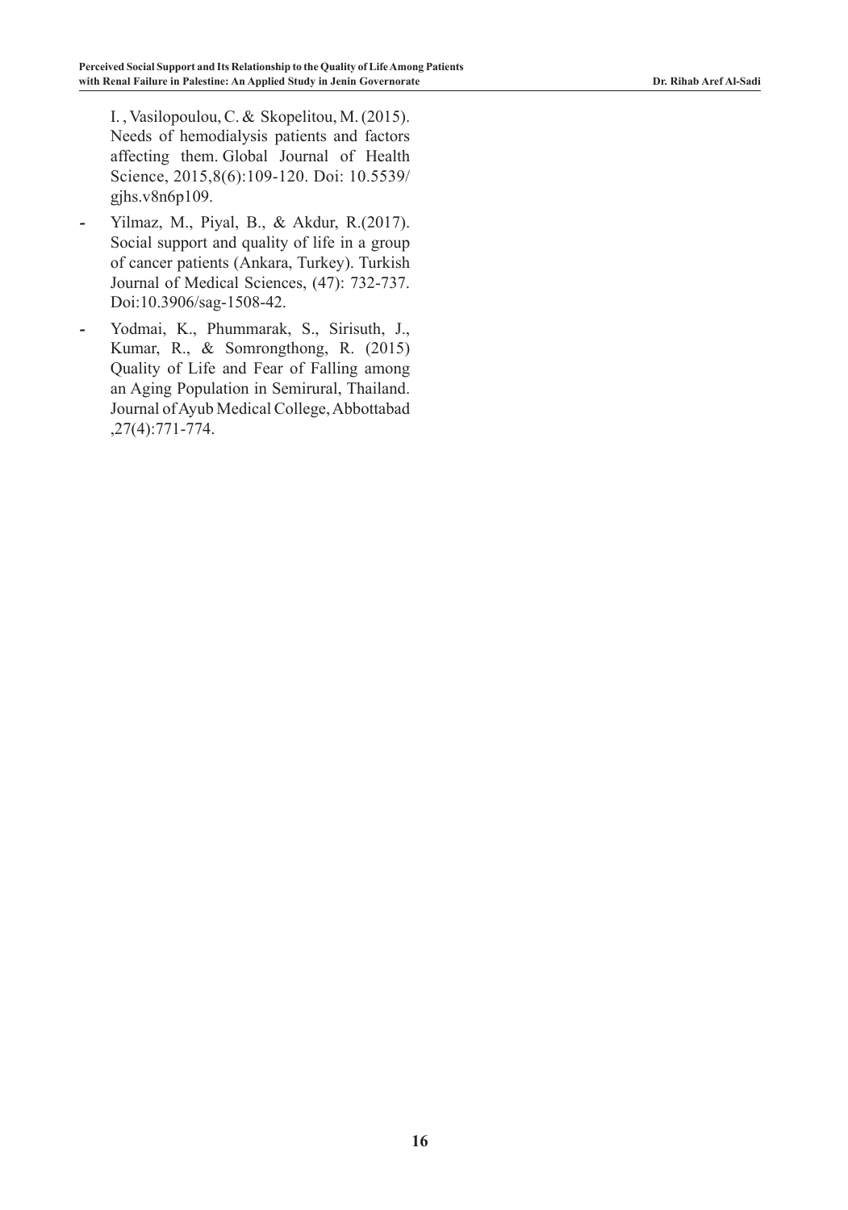I. , Vasilopoulou, C. & Skopelitou, M. (2015). Needs of hemodialysis patients and factors affecting them. Global Journal of Health Science, 2015,8(6):109-120. Doi: 10.5539/gjhs.v8n6p109.

- Yilmaz, M., Piyal, B., & Akdur, R.(2017). Social support and quality of life in a group of cancer patients (Ankara, Turkey). Turkish Journal of Medical Sciences, (47): 732-737. Doi:10.3906/sag-1508-42.
- Yodmai, K., Phummarak, S., Sirisuth, J., Kumar, R., & Somrongthong, R. (2015) Quality of Life and Fear of Falling among an Aging Population in Semirural, Thailand. Journal of Ayub Medical College, Abbottabad ,27(4):771-774.